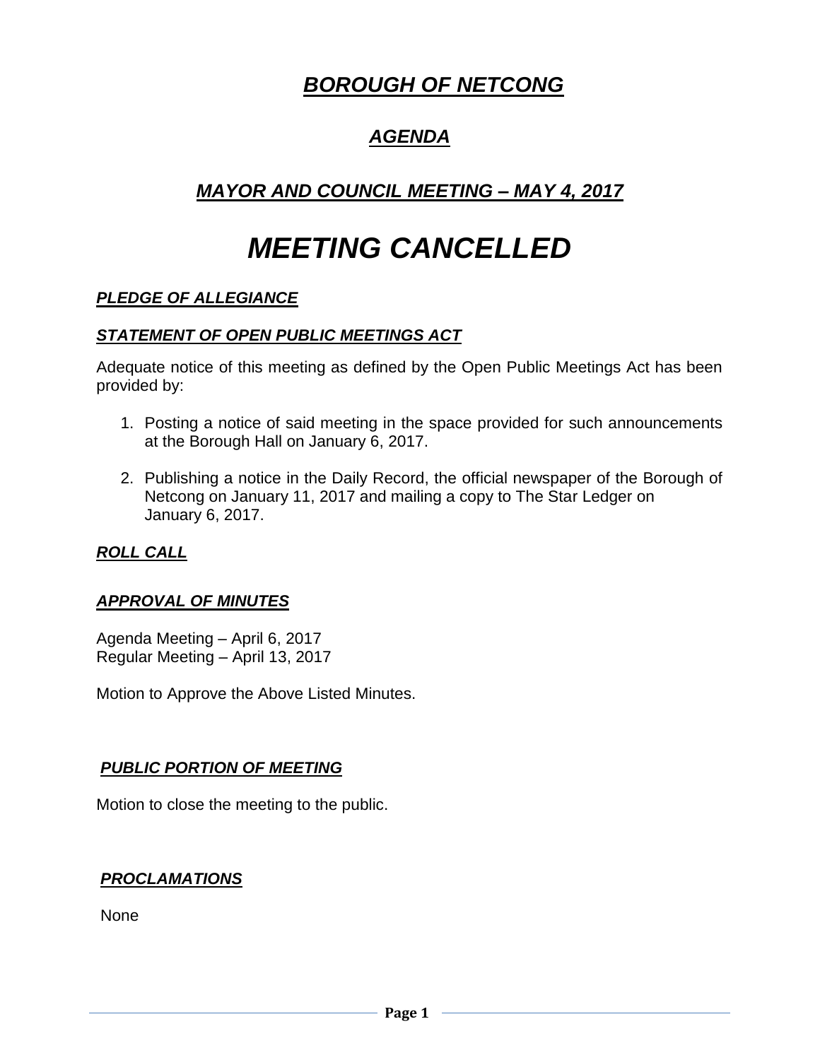# ***BOROUGH OF NETCONG***

## ***AGENDA***

## ***MAYOR AND COUNCIL MEETING – MAY 4, 2017***

# ***MEETING CANCELLED***

### ***PLEDGE OF ALLEGIANCE***

### ***STATEMENT OF OPEN PUBLIC MEETINGS ACT***

Adequate notice of this meeting as defined by the Open Public Meetings Act has been provided by:

1. Posting a notice of said meeting in the space provided for such announcements at the Borough Hall on January 6, 2017.

2. Publishing a notice in the Daily Record, the official newspaper of the Borough of Netcong on January 11, 2017 and mailing a copy to The Star Ledger on January 6, 2017.

### ***ROLL CALL***

### ***APPROVAL OF MINUTES***

Agenda Meeting – April 6, 2017
Regular Meeting – April 13, 2017

Motion to Approve the Above Listed Minutes.

### ***PUBLIC PORTION OF MEETING***

Motion to close the meeting to the public.

### ***PROCLAMATIONS***

None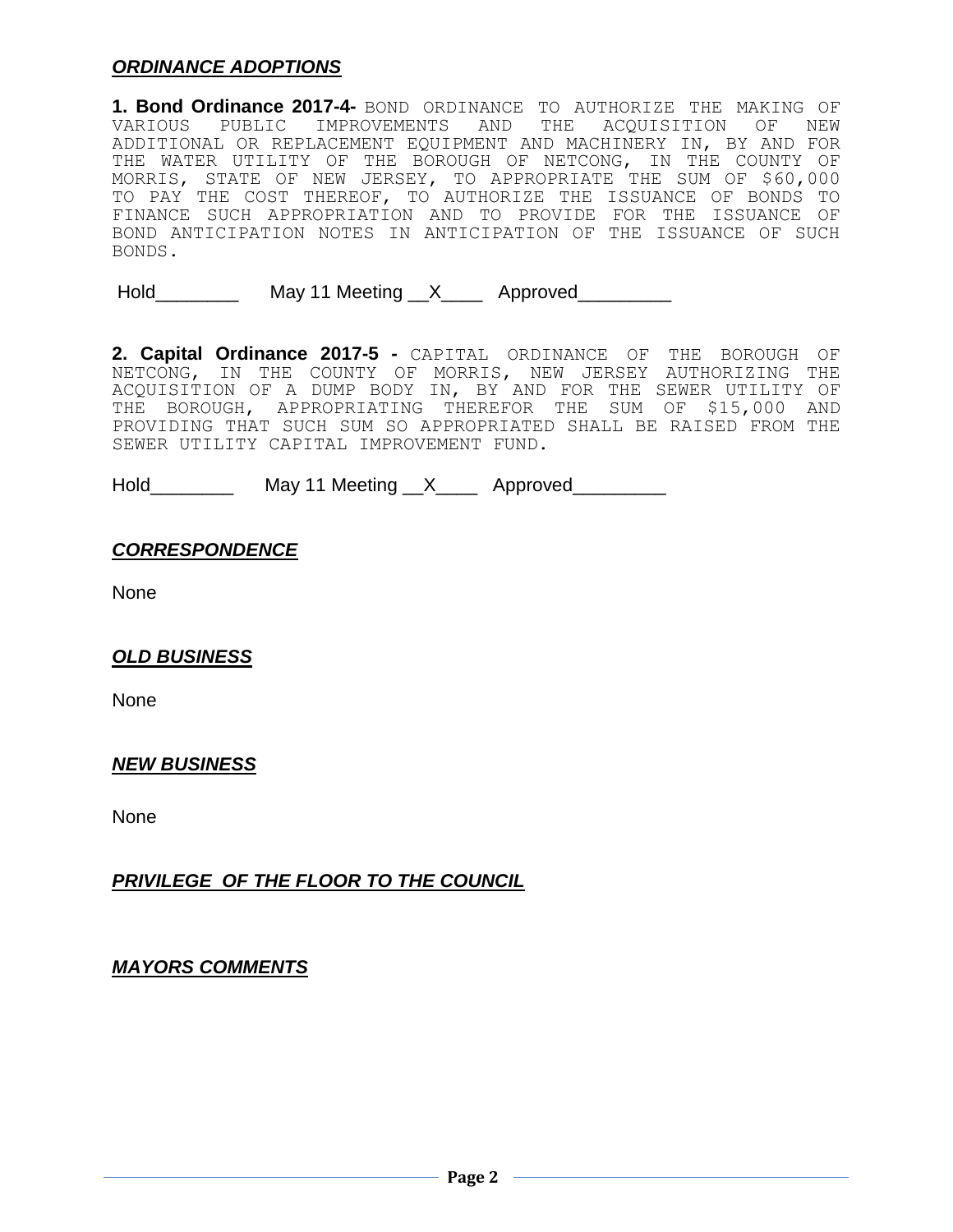## ***ORDINANCE ADOPTIONS***

**1. Bond Ordinance 2017-4-** BOND ORDINANCE TO AUTHORIZE THE MAKING OF VARIOUS PUBLIC IMPROVEMENTS AND THE ACQUISITION OF NEW ADDITIONAL OR REPLACEMENT EQUIPMENT AND MACHINERY IN, BY AND FOR THE WATER UTILITY OF THE BOROUGH OF NETCONG, IN THE COUNTY OF MORRIS, STATE OF NEW JERSEY, TO APPROPRIATE THE SUM OF $60,000 TO PAY THE COST THEREOF, TO AUTHORIZE THE ISSUANCE OF BONDS TO FINANCE SUCH APPROPRIATION AND TO PROVIDE FOR THE ISSUANCE OF BOND ANTICIPATION NOTES IN ANTICIPATION OF THE ISSUANCE OF SUCH BONDS.

Hold________ May 11 Meeting __X____ Approved_________

**2. Capital Ordinance 2017-5 -** CAPITAL ORDINANCE OF THE BOROUGH OF NETCONG, IN THE COUNTY OF MORRIS, NEW JERSEY AUTHORIZING THE ACQUISITION OF A DUMP BODY IN, BY AND FOR THE SEWER UTILITY OF THE BOROUGH, APPROPRIATING THEREFOR THE SUM OF $15,000 AND PROVIDING THAT SUCH SUM SO APPROPRIATED SHALL BE RAISED FROM THE SEWER UTILITY CAPITAL IMPROVEMENT FUND.

Hold________ May 11 Meeting __X____ Approved_________

## ***CORRESPONDENCE***

None

## ***OLD BUSINESS***

None

## ***NEW BUSINESS***

None

## ***PRIVILEGE OF THE FLOOR TO THE COUNCIL***

## ***MAYORS COMMENTS***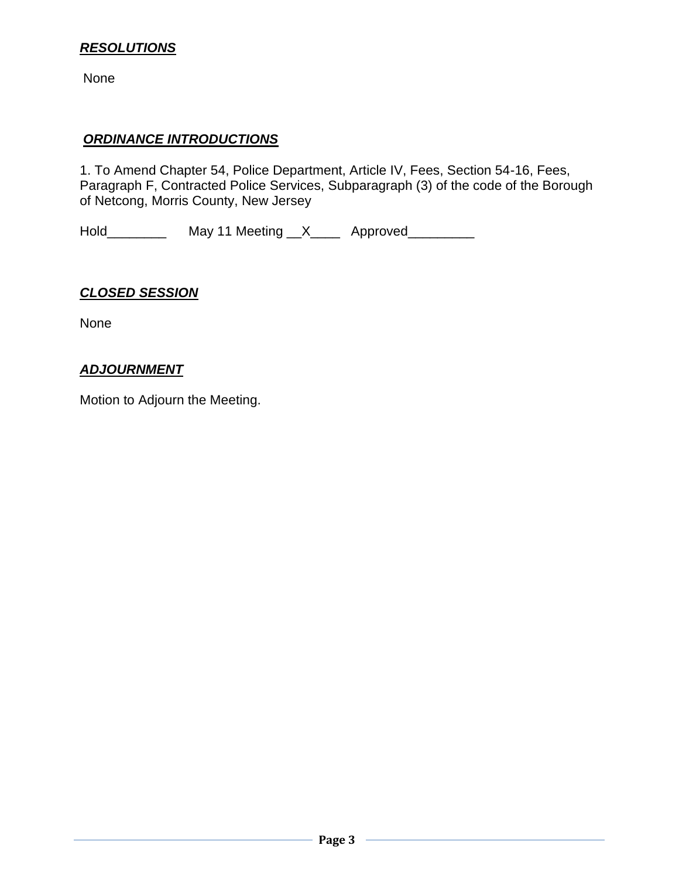***RESOLUTIONS***

None

***ORDINANCE INTRODUCTIONS***

1. To Amend Chapter 54, Police Department, Article IV, Fees, Section 54-16, Fees, Paragraph F, Contracted Police Services, Subparagraph (3) of the code of the Borough of Netcong, Morris County, New Jersey

Hold________ May 11 Meeting __X____ Approved_________

***CLOSED SESSION***

None

***ADJOURNMENT***

Motion to Adjourn the Meeting.